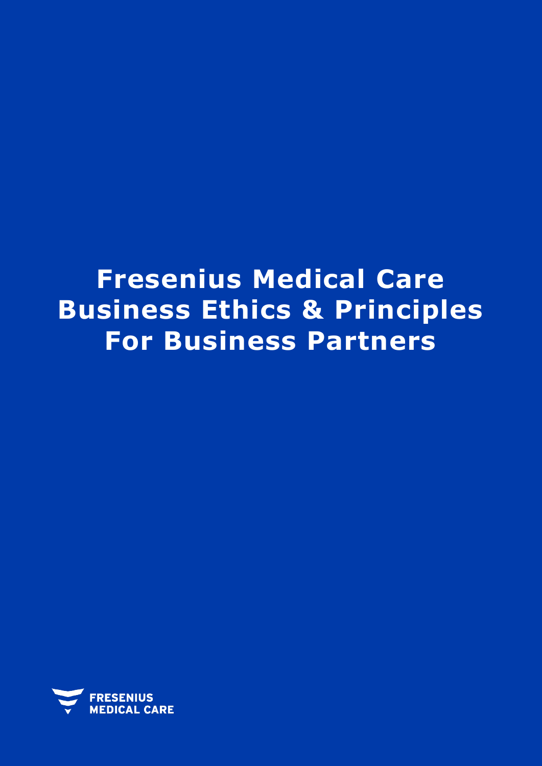# Fresenius Medical Care Business Ethics & Principles For Business Partners

FRESENIUS MEDICAL CARE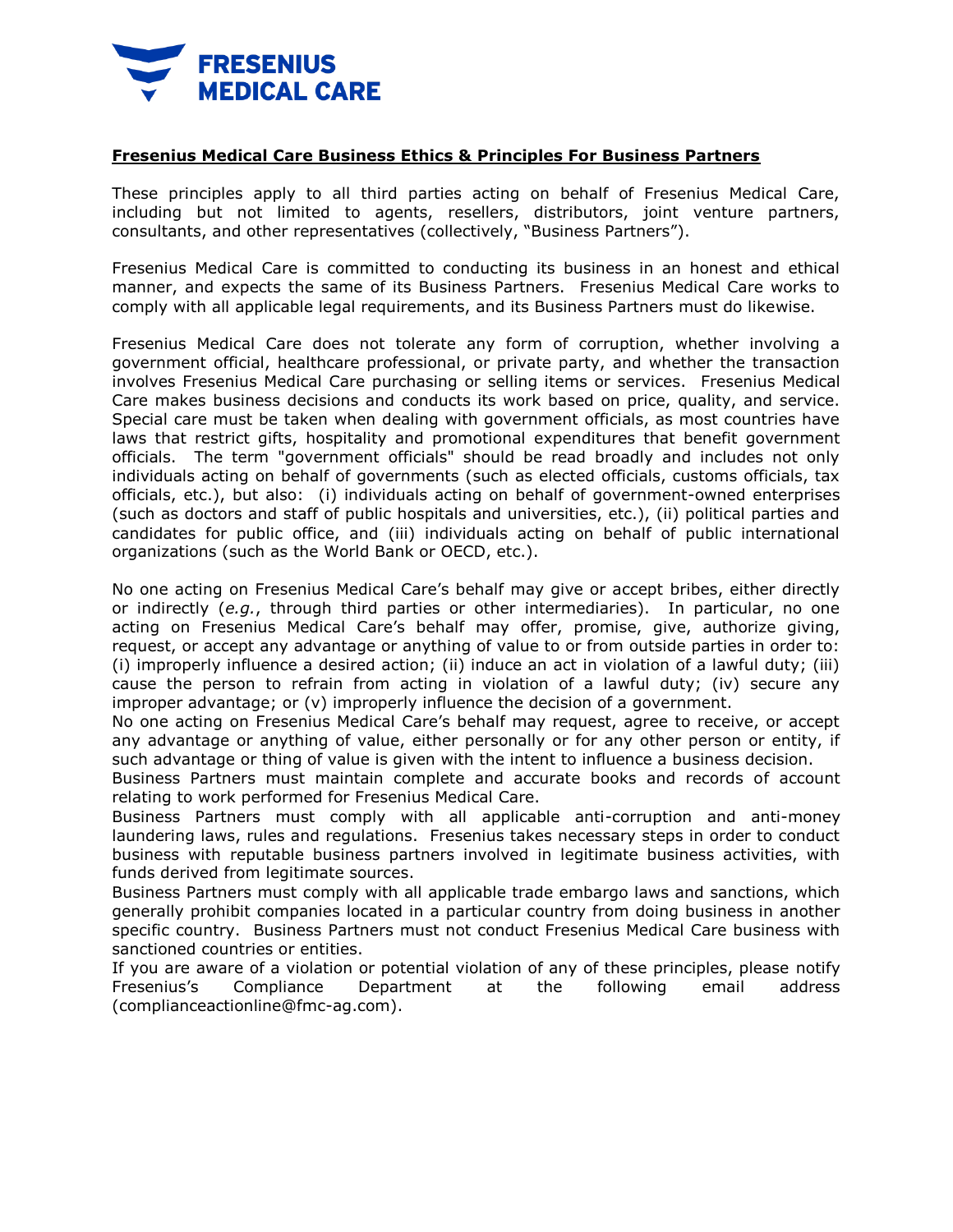**FRESENIUS MEDICAL CARE**

**Fresenius Medical Care Business Ethics & Principles For Business Partners**

These principles apply to all third parties acting on behalf of Fresenius Medical Care, including but not limited to agents, resellers, distributors, joint venture partners, consultants, and other representatives (collectively, "Business Partners").

Fresenius Medical Care is committed to conducting its business in an honest and ethical manner, and expects the same of its Business Partners. Fresenius Medical Care works to comply with all applicable legal requirements, and its Business Partners must do likewise.

Fresenius Medical Care does not tolerate any form of corruption, whether involving a government official, healthcare professional, or private party, and whether the transaction involves Fresenius Medical Care purchasing or selling items or services. Fresenius Medical Care makes business decisions and conducts its work based on price, quality, and service. Special care must be taken when dealing with government officials, as most countries have laws that restrict gifts, hospitality and promotional expenditures that benefit government officials. The term "government officials" should be read broadly and includes not only individuals acting on behalf of governments (such as elected officials, customs officials, tax officials, etc.), but also: (i) individuals acting on behalf of government-owned enterprises (such as doctors and staff of public hospitals and universities, etc.), (ii) political parties and candidates for public office, and (iii) individuals acting on behalf of public international organizations (such as the World Bank or OECD, etc.).

No one acting on Fresenius Medical Care's behalf may give or accept bribes, either directly or indirectly (*e.g.*, through third parties or other intermediaries). In particular, no one acting on Fresenius Medical Care's behalf may offer, promise, give, authorize giving, request, or accept any advantage or anything of value to or from outside parties in order to: (i) improperly influence a desired action; (ii) induce an act in violation of a lawful duty; (iii) cause the person to refrain from acting in violation of a lawful duty; (iv) secure any improper advantage; or (v) improperly influence the decision of a government.

No one acting on Fresenius Medical Care's behalf may request, agree to receive, or accept any advantage or anything of value, either personally or for any other person or entity, if such advantage or thing of value is given with the intent to influence a business decision.

Business Partners must maintain complete and accurate books and records of account relating to work performed for Fresenius Medical Care.

Business Partners must comply with all applicable anti-corruption and anti-money laundering laws, rules and regulations. Fresenius takes necessary steps in order to conduct business with reputable business partners involved in legitimate business activities, with funds derived from legitimate sources.

Business Partners must comply with all applicable trade embargo laws and sanctions, which generally prohibit companies located in a particular country from doing business in another specific country. Business Partners must not conduct Fresenius Medical Care business with sanctioned countries or entities.

If you are aware of a violation or potential violation of any of these principles, please notify Fresenius's Compliance Department at the following email address (complianceactionline@fmc-ag.com).